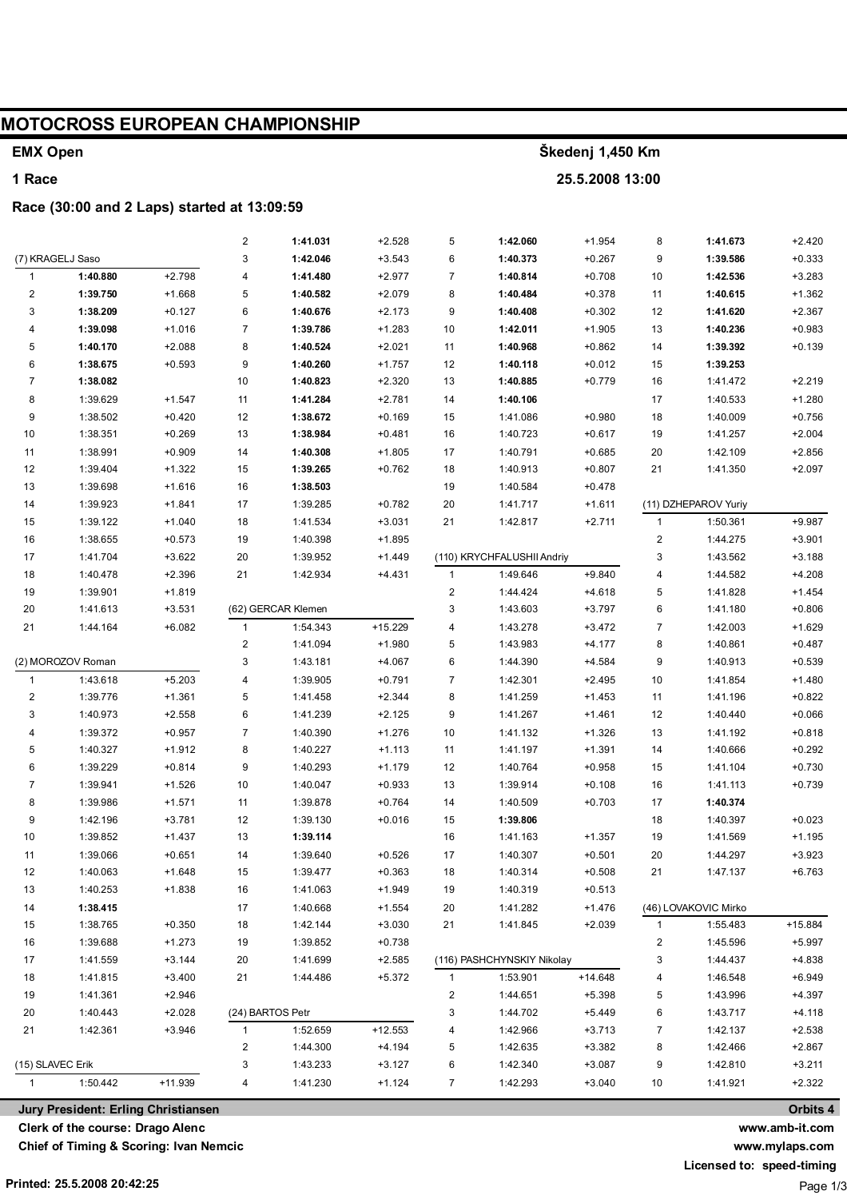# MOTOCROSS EUROPEAN CHAMPIONSHIP

**EMX Open** — **Škedenj 1,450 Km**

**1 Race** — **25.5.2008 13:00**

**Race (30:00 and 2 Laps) started at 13:09:59**

### (7) KRAGELJ Saso

| Lap | Time | Gap |
|---|---|---|
| 1 | **1:40.880** | +2.798 |
| 2 | **1:39.750** | +1.668 |
| 3 | **1:38.209** | +0.127 |
| 4 | **1:39.098** | +1.016 |
| 5 | **1:40.170** | +2.088 |
| 6 | **1:38.675** | +0.593 |
| 7 | **1:38.082** | |
| 8 | 1:39.629 | +1.547 |
| 9 | 1:38.502 | +0.420 |
| 10 | 1:38.351 | +0.269 |
| 11 | 1:38.991 | +0.909 |
| 12 | 1:39.404 | +1.322 |
| 13 | 1:39.698 | +1.616 |
| 14 | 1:39.923 | +1.841 |
| 15 | 1:39.122 | +1.040 |
| 16 | 1:38.655 | +0.573 |
| 17 | 1:41.704 | +3.622 |
| 18 | 1:40.478 | +2.396 |
| 19 | 1:39.901 | +1.819 |
| 20 | 1:41.613 | +3.531 |
| 21 | 1:44.164 | +6.082 |

### (2) MOROZOV Roman

| Lap | Time | Gap |
|---|---|---|
| 1 | 1:43.618 | +5.203 |
| 2 | 1:39.776 | +1.361 |
| 3 | 1:40.973 | +2.558 |
| 4 | 1:39.372 | +0.957 |
| 5 | 1:40.327 | +1.912 |
| 6 | 1:39.229 | +0.814 |
| 7 | 1:39.941 | +1.526 |
| 8 | 1:39.986 | +1.571 |
| 9 | 1:42.196 | +3.781 |
| 10 | 1:39.852 | +1.437 |
| 11 | 1:39.066 | +0.651 |
| 12 | 1:40.063 | +1.648 |
| 13 | 1:40.253 | +1.838 |
| 14 | **1:38.415** | |
| 15 | 1:38.765 | +0.350 |
| 16 | 1:39.688 | +1.273 |
| 17 | 1:41.559 | +3.144 |
| 18 | 1:41.815 | +3.400 |
| 19 | 1:41.361 | +2.946 |
| 20 | 1:40.443 | +2.028 |
| 21 | 1:42.361 | +3.946 |

### (15) SLAVEC Erik

| Lap | Time | Gap |
|---|---|---|
| 1 | 1:50.442 | +11.939 |
| 2 | **1:41.031** | +2.528 |
| 3 | **1:42.046** | +3.543 |
| 4 | **1:41.480** | +2.977 |
| 5 | **1:40.582** | +2.079 |
| 6 | **1:40.676** | +2.173 |
| 7 | **1:39.786** | +1.283 |
| 8 | **1:40.524** | +2.021 |
| 9 | **1:40.260** | +1.757 |
| 10 | **1:40.823** | +2.320 |
| 11 | **1:41.284** | +2.781 |
| 12 | **1:38.672** | +0.169 |
| 13 | **1:38.984** | +0.481 |
| 14 | **1:40.308** | +1.805 |
| 15 | **1:39.265** | +0.762 |
| 16 | **1:38.503** | |
| 17 | 1:39.285 | +0.782 |
| 18 | 1:41.534 | +3.031 |
| 19 | 1:40.398 | +1.895 |
| 20 | 1:39.952 | +1.449 |
| 21 | 1:42.934 | +4.431 |

### (62) GERCAR Klemen

| Lap | Time | Gap |
|---|---|---|
| 1 | 1:54.343 | +15.229 |
| 2 | 1:41.094 | +1.980 |
| 3 | 1:43.181 | +4.067 |
| 4 | 1:39.905 | +0.791 |
| 5 | 1:41.458 | +2.344 |
| 6 | 1:41.239 | +2.125 |
| 7 | 1:40.390 | +1.276 |
| 8 | 1:40.227 | +1.113 |
| 9 | 1:40.293 | +1.179 |
| 10 | 1:40.047 | +0.933 |
| 11 | 1:39.878 | +0.764 |
| 12 | 1:39.130 | +0.016 |
| 13 | **1:39.114** | |
| 14 | 1:39.640 | +0.526 |
| 15 | 1:39.477 | +0.363 |
| 16 | 1:41.063 | +1.949 |
| 17 | 1:40.668 | +1.554 |
| 18 | 1:42.144 | +3.030 |
| 19 | 1:39.852 | +0.738 |
| 20 | 1:41.699 | +2.585 |
| 21 | 1:44.486 | +5.372 |

### (24) BARTOS Petr

| Lap | Time | Gap |
|---|---|---|
| 1 | 1:52.659 | +12.553 |
| 2 | 1:44.300 | +4.194 |
| 3 | 1:43.233 | +3.127 |
| 4 | 1:41.230 | +1.124 |
| 5 | **1:42.060** | +1.954 |
| 6 | **1:40.373** | +0.267 |
| 7 | **1:40.814** | +0.708 |
| 8 | **1:40.484** | +0.378 |
| 9 | **1:40.408** | +0.302 |
| 10 | **1:42.011** | +1.905 |
| 11 | **1:40.968** | +0.862 |
| 12 | **1:40.118** | +0.012 |
| 13 | **1:40.885** | +0.779 |
| 14 | **1:40.106** | |
| 15 | 1:41.086 | +0.980 |
| 16 | 1:40.723 | +0.617 |
| 17 | 1:40.791 | +0.685 |
| 18 | 1:40.913 | +0.807 |
| 19 | 1:40.584 | +0.478 |
| 20 | 1:41.717 | +1.611 |
| 21 | 1:42.817 | +2.711 |

### (110) KRYCHFALUSHII Andriy

| Lap | Time | Gap |
|---|---|---|
| 1 | 1:49.646 | +9.840 |
| 2 | 1:44.424 | +4.618 |
| 3 | 1:43.603 | +3.797 |
| 4 | 1:43.278 | +3.472 |
| 5 | 1:43.983 | +4.177 |
| 6 | 1:44.390 | +4.584 |
| 7 | 1:42.301 | +2.495 |
| 8 | 1:41.259 | +1.453 |
| 9 | 1:41.267 | +1.461 |
| 10 | 1:41.132 | +1.326 |
| 11 | 1:41.197 | +1.391 |
| 12 | 1:40.764 | +0.958 |
| 13 | 1:39.914 | +0.108 |
| 14 | 1:40.509 | +0.703 |
| 15 | **1:39.806** | |
| 16 | 1:41.163 | +1.357 |
| 17 | 1:40.307 | +0.501 |
| 18 | 1:40.314 | +0.508 |
| 19 | 1:40.319 | +0.513 |
| 20 | 1:41.282 | +1.476 |
| 21 | 1:41.845 | +2.039 |

### (116) PASHCHYNSKIY Nikolay

| Lap | Time | Gap |
|---|---|---|
| 1 | 1:53.901 | +14.648 |
| 2 | 1:44.651 | +5.398 |
| 3 | 1:44.702 | +5.449 |
| 4 | 1:42.966 | +3.713 |
| 5 | 1:42.635 | +3.382 |
| 6 | 1:42.340 | +3.087 |
| 7 | 1:42.293 | +3.040 |
| 8 | **1:41.673** | +2.420 |
| 9 | **1:39.586** | +0.333 |
| 10 | **1:42.536** | +3.283 |
| 11 | **1:40.615** | +1.362 |
| 12 | **1:41.620** | +2.367 |
| 13 | **1:40.236** | +0.983 |
| 14 | **1:39.392** | +0.139 |
| 15 | **1:39.253** | |
| 16 | 1:41.472 | +2.219 |
| 17 | 1:40.533 | +1.280 |
| 18 | 1:40.009 | +0.756 |
| 19 | 1:41.257 | +2.004 |
| 20 | 1:42.109 | +2.856 |
| 21 | 1:41.350 | +2.097 |

### (11) DZHEPAROV Yuriy

| Lap | Time | Gap |
|---|---|---|
| 1 | 1:50.361 | +9.987 |
| 2 | 1:44.275 | +3.901 |
| 3 | 1:43.562 | +3.188 |
| 4 | 1:44.582 | +4.208 |
| 5 | 1:41.828 | +1.454 |
| 6 | 1:41.180 | +0.806 |
| 7 | 1:42.003 | +1.629 |
| 8 | 1:40.861 | +0.487 |
| 9 | 1:40.913 | +0.539 |
| 10 | 1:41.854 | +1.480 |
| 11 | 1:41.196 | +0.822 |
| 12 | 1:40.440 | +0.066 |
| 13 | 1:41.192 | +0.818 |
| 14 | 1:40.666 | +0.292 |
| 15 | 1:41.104 | +0.730 |
| 16 | 1:41.113 | +0.739 |
| 17 | **1:40.374** | |
| 18 | 1:40.397 | +0.023 |
| 19 | 1:41.569 | +1.195 |
| 20 | 1:44.297 | +3.923 |
| 21 | 1:47.137 | +6.763 |

### (46) LOVAKOVIC Mirko

| Lap | Time | Gap |
|---|---|---|
| 1 | 1:55.483 | +15.884 |
| 2 | 1:45.596 | +5.997 |
| 3 | 1:44.437 | +4.838 |
| 4 | 1:46.548 | +6.949 |
| 5 | 1:43.996 | +4.397 |
| 6 | 1:43.717 | +4.118 |
| 7 | 1:42.137 | +2.538 |
| 8 | 1:42.466 | +2.867 |
| 9 | 1:42.810 | +3.211 |
| 10 | 1:41.921 | +2.322 |

**Jury President: Erling Christiansen** — **Orbits 4**

**Clerk of the course: Drago Alenc** — **www.amb-it.com**

**Chief of Timing & Scoring: Ivan Nemcic** — **www.mylaps.com**

**Licensed to: speed-timing**

**Printed: 25.5.2008 20:42:25**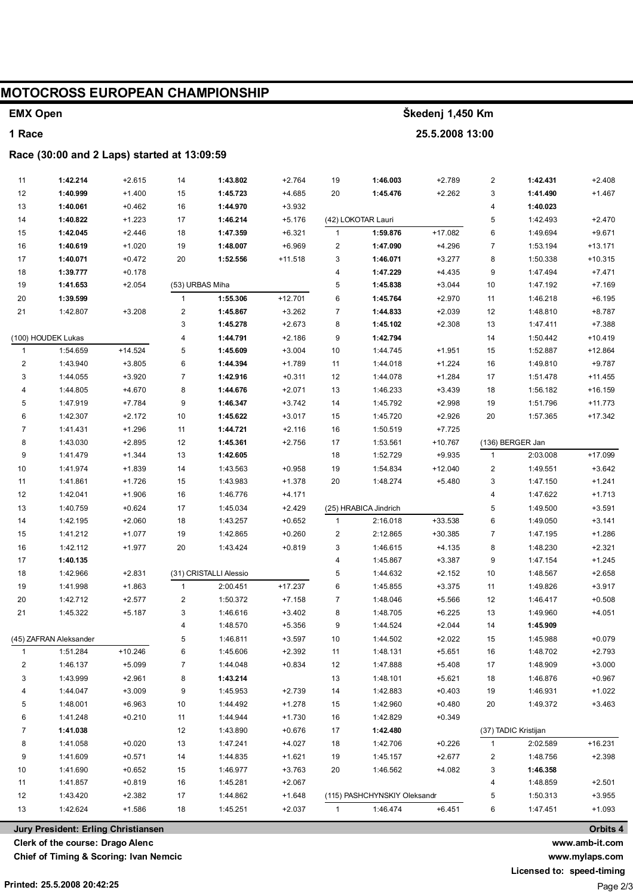# MOTOCROSS EUROPEAN CHAMPIONSHIP

**EMX Open** — **Škedenj 1,450 Km**

**1 Race** — **25.5.2008 13:00**

**Race (30:00 and 2 Laps) started at 13:09:59**

| Lap | Time | Diff |
|---|---|---|
| 11 | **1:42.214** | +2.615 |
| 12 | **1:40.999** | +1.400 |
| 13 | **1:40.061** | +0.462 |
| 14 | **1:40.822** | +1.223 |
| 15 | **1:42.045** | +2.446 |
| 16 | **1:40.619** | +1.020 |
| 17 | **1:40.071** | +0.472 |
| 18 | **1:39.777** | +0.178 |
| 19 | **1:41.653** | +2.054 |
| 20 | **1:39.599** | |
| 21 | 1:42.807 | +3.208 |

**(100) HOUDEK Lukas**

| Lap | Time | Diff |
|---|---|---|
| 1 | 1:54.659 | +14.524 |
| 2 | 1:43.940 | +3.805 |
| 3 | 1:44.055 | +3.920 |
| 4 | 1:44.805 | +4.670 |
| 5 | 1:47.919 | +7.784 |
| 6 | 1:42.307 | +2.172 |
| 7 | 1:41.431 | +1.296 |
| 8 | 1:43.030 | +2.895 |
| 9 | 1:41.479 | +1.344 |
| 10 | 1:41.974 | +1.839 |
| 11 | 1:41.861 | +1.726 |
| 12 | 1:42.041 | +1.906 |
| 13 | 1:40.759 | +0.624 |
| 14 | 1:42.195 | +2.060 |
| 15 | 1:41.212 | +1.077 |
| 16 | 1:42.112 | +1.977 |
| 17 | **1:40.135** | |
| 18 | 1:42.966 | +2.831 |
| 19 | 1:41.998 | +1.863 |
| 20 | 1:42.712 | +2.577 |
| 21 | 1:45.322 | +5.187 |

**(45) ZAFRAN Aleksander**

| Lap | Time | Diff |
|---|---|---|
| 1 | 1:51.284 | +10.246 |
| 2 | 1:46.137 | +5.099 |
| 3 | 1:43.999 | +2.961 |
| 4 | 1:44.047 | +3.009 |
| 5 | 1:48.001 | +6.963 |
| 6 | 1:41.248 | +0.210 |
| 7 | **1:41.038** | |
| 8 | 1:41.058 | +0.020 |
| 9 | 1:41.609 | +0.571 |
| 10 | 1:41.690 | +0.652 |
| 11 | 1:41.857 | +0.819 |
| 12 | 1:43.420 | +2.382 |
| 13 | 1:42.624 | +1.586 |

| Lap | Time | Diff |
|---|---|---|
| 14 | **1:43.802** | +2.764 |
| 15 | **1:45.723** | +4.685 |
| 16 | **1:44.970** | +3.932 |
| 17 | **1:46.214** | +5.176 |
| 18 | **1:47.359** | +6.321 |
| 19 | **1:48.007** | +6.969 |
| 20 | **1:52.556** | +11.518 |

**(53) URBAS Miha**

| Lap | Time | Diff |
|---|---|---|
| 1 | **1:55.306** | +12.701 |
| 2 | **1:45.867** | +3.262 |
| 3 | **1:45.278** | +2.673 |
| 4 | **1:44.791** | +2.186 |
| 5 | **1:45.609** | +3.004 |
| 6 | **1:44.394** | +1.789 |
| 7 | **1:42.916** | +0.311 |
| 8 | **1:44.676** | +2.071 |
| 9 | **1:46.347** | +3.742 |
| 10 | **1:45.622** | +3.017 |
| 11 | **1:44.721** | +2.116 |
| 12 | **1:45.361** | +2.756 |
| 13 | **1:42.605** | |
| 14 | 1:43.563 | +0.958 |
| 15 | 1:43.983 | +1.378 |
| 16 | 1:46.776 | +4.171 |
| 17 | 1:45.034 | +2.429 |
| 18 | 1:43.257 | +0.652 |
| 19 | 1:42.865 | +0.260 |
| 20 | 1:43.424 | +0.819 |

**(31) CRISTALLI Alessio**

| Lap | Time | Diff |
|---|---|---|
| 1 | 2:00.451 | +17.237 |
| 2 | 1:50.372 | +7.158 |
| 3 | 1:46.616 | +3.402 |
| 4 | 1:48.570 | +5.356 |
| 5 | 1:46.811 | +3.597 |
| 6 | 1:45.606 | +2.392 |
| 7 | 1:44.048 | +0.834 |
| 8 | **1:43.214** | |
| 9 | 1:45.953 | +2.739 |
| 10 | 1:44.492 | +1.278 |
| 11 | 1:44.944 | +1.730 |
| 12 | 1:43.890 | +0.676 |
| 13 | 1:47.241 | +4.027 |
| 14 | 1:44.835 | +1.621 |
| 15 | 1:46.977 | +3.763 |
| 16 | 1:45.281 | +2.067 |
| 17 | 1:44.862 | +1.648 |
| 18 | 1:45.251 | +2.037 |

| Lap | Time | Diff |
|---|---|---|
| 19 | **1:46.003** | +2.789 |
| 20 | **1:45.476** | +2.262 |

**(42) LOKOTAR Lauri**

| Lap | Time | Diff |
|---|---|---|
| 1 | **1:59.876** | +17.082 |
| 2 | **1:47.090** | +4.296 |
| 3 | **1:46.071** | +3.277 |
| 4 | **1:47.229** | +4.435 |
| 5 | **1:45.838** | +3.044 |
| 6 | **1:45.764** | +2.970 |
| 7 | **1:44.833** | +2.039 |
| 8 | **1:45.102** | +2.308 |
| 9 | **1:42.794** | |
| 10 | 1:44.745 | +1.951 |
| 11 | 1:44.018 | +1.224 |
| 12 | 1:44.078 | +1.284 |
| 13 | 1:46.233 | +3.439 |
| 14 | 1:45.792 | +2.998 |
| 15 | 1:45.720 | +2.926 |
| 16 | 1:50.519 | +7.725 |
| 17 | 1:53.561 | +10.767 |
| 18 | 1:52.729 | +9.935 |
| 19 | 1:54.834 | +12.040 |
| 20 | 1:48.274 | +5.480 |

**(25) HRABICA Jindrich**

| Lap | Time | Diff |
|---|---|---|
| 1 | 2:16.018 | +33.538 |
| 2 | 2:12.865 | +30.385 |
| 3 | 1:46.615 | +4.135 |
| 4 | 1:45.867 | +3.387 |
| 5 | 1:44.632 | +2.152 |
| 6 | 1:45.855 | +3.375 |
| 7 | 1:48.046 | +5.566 |
| 8 | 1:48.705 | +6.225 |
| 9 | 1:44.524 | +2.044 |
| 10 | 1:44.502 | +2.022 |
| 11 | 1:48.131 | +5.651 |
| 12 | 1:47.888 | +5.408 |
| 13 | 1:48.101 | +5.621 |
| 14 | 1:42.883 | +0.403 |
| 15 | 1:42.960 | +0.480 |
| 16 | 1:42.829 | +0.349 |
| 17 | **1:42.480** | |
| 18 | 1:42.706 | +0.226 |
| 19 | 1:45.157 | +2.677 |
| 20 | 1:46.562 | +4.082 |

**(115) PASHCHYNSKIY Oleksandr**

| Lap | Time | Diff |
|---|---|---|
| 1 | 1:46.474 | +6.451 |
| 2 | **1:42.431** | +2.408 |
| 3 | **1:41.490** | +1.467 |
| 4 | **1:40.023** | |
| 5 | 1:42.493 | +2.470 |
| 6 | 1:49.694 | +9.671 |
| 7 | 1:53.194 | +13.171 |
| 8 | 1:50.338 | +10.315 |
| 9 | 1:47.494 | +7.471 |
| 10 | 1:47.192 | +7.169 |
| 11 | 1:46.218 | +6.195 |
| 12 | 1:48.810 | +8.787 |
| 13 | 1:47.411 | +7.388 |
| 14 | 1:50.442 | +10.419 |
| 15 | 1:52.887 | +12.864 |
| 16 | 1:49.810 | +9.787 |
| 17 | 1:51.478 | +11.455 |
| 18 | 1:56.182 | +16.159 |
| 19 | 1:51.796 | +11.773 |
| 20 | 1:57.365 | +17.342 |

**(136) BERGER Jan**

| Lap | Time | Diff |
|---|---|---|
| 1 | 2:03.008 | +17.099 |
| 2 | 1:49.551 | +3.642 |
| 3 | 1:47.150 | +1.241 |
| 4 | 1:47.622 | +1.713 |
| 5 | 1:49.500 | +3.591 |
| 6 | 1:49.050 | +3.141 |
| 7 | 1:47.195 | +1.286 |
| 8 | 1:48.230 | +2.321 |
| 9 | 1:47.154 | +1.245 |
| 10 | 1:48.567 | +2.658 |
| 11 | 1:49.826 | +3.917 |
| 12 | 1:46.417 | +0.508 |
| 13 | 1:49.960 | +4.051 |
| 14 | **1:45.909** | |
| 15 | 1:45.988 | +0.079 |
| 16 | 1:48.702 | +2.793 |
| 17 | 1:48.909 | +3.000 |
| 18 | 1:46.876 | +0.967 |
| 19 | 1:46.931 | +1.022 |
| 20 | 1:49.372 | +3.463 |

**(37) TADIC Kristijan**

| Lap | Time | Diff |
|---|---|---|
| 1 | 2:02.589 | +16.231 |
| 2 | 1:48.756 | +2.398 |
| 3 | **1:46.358** | |
| 4 | 1:48.859 | +2.501 |
| 5 | 1:50.313 | +3.955 |
| 6 | 1:47.451 | +1.093 |

**Jury President: Erling Christiansen**
**Clerk of the course: Drago Alenc**
**Chief of Timing & Scoring: Ivan Nemcic**

**Orbits 4**
**www.amb-it.com**
**www.mylaps.com**
**Licensed to: speed-timing**

**Printed: 25.5.2008 20:42:25**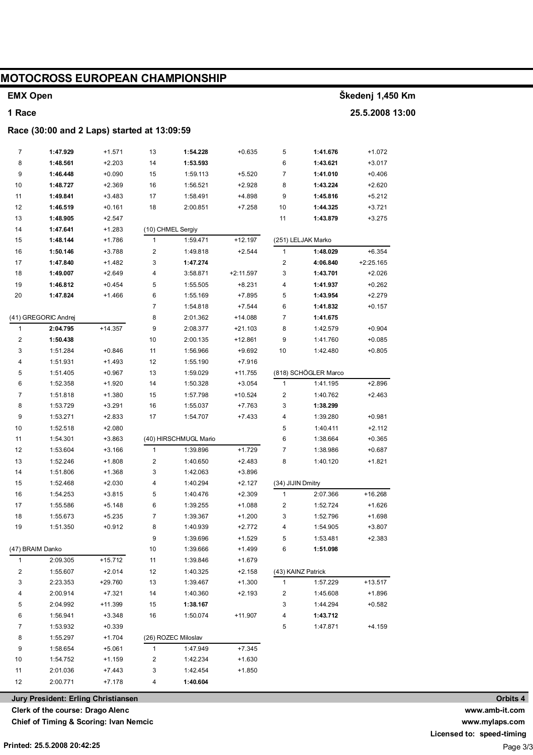# MOTOCROSS EUROPEAN CHAMPIONSHIP

**EMX Open** — **Škedenj 1,450 Km**

**1 Race** — **25.5.2008 13:00**

**Race (30:00 and 2 Laps) started at 13:09:59**

| | | |
|---|---|---|
| 7 | **1:47.929** | +1.571 |
| 8 | **1:48.561** | +2.203 |
| 9 | **1:46.448** | +0.090 |
| 10 | **1:48.727** | +2.369 |
| 11 | **1:49.841** | +3.483 |
| 12 | **1:46.519** | +0.161 |
| 13 | **1:48.905** | +2.547 |
| 14 | **1:47.641** | +1.283 |
| 15 | **1:48.144** | +1.786 |
| 16 | **1:50.146** | +3.788 |
| 17 | **1:47.840** | +1.482 |
| 18 | **1:49.007** | +2.649 |
| 19 | **1:46.812** | +0.454 |
| 20 | **1:47.824** | +1.466 |

(41) GREGORIC Andrej

| | | |
|---|---|---|
| 1 | **2:04.795** | +14.357 |
| 2 | **1:50.438** | |
| 3 | 1:51.284 | +0.846 |
| 4 | 1:51.931 | +1.493 |
| 5 | 1:51.405 | +0.967 |
| 6 | 1:52.358 | +1.920 |
| 7 | 1:51.818 | +1.380 |
| 8 | 1:53.729 | +3.291 |
| 9 | 1:53.271 | +2.833 |
| 10 | 1:52.518 | +2.080 |
| 11 | 1:54.301 | +3.863 |
| 12 | 1:53.604 | +3.166 |
| 13 | 1:52.246 | +1.808 |
| 14 | 1:51.806 | +1.368 |
| 15 | 1:52.468 | +2.030 |
| 16 | 1:54.253 | +3.815 |
| 17 | 1:55.586 | +5.148 |
| 18 | 1:55.673 | +5.235 |
| 19 | 1:51.350 | +0.912 |

(47) BRAIM Danko

| | | |
|---|---|---|
| 1 | 2:09.305 | +15.712 |
| 2 | 1:55.607 | +2.014 |
| 3 | 2:23.353 | +29.760 |
| 4 | 2:00.914 | +7.321 |
| 5 | 2:04.992 | +11.399 |
| 6 | 1:56.941 | +3.348 |
| 7 | 1:53.932 | +0.339 |
| 8 | 1:55.297 | +1.704 |
| 9 | 1:58.654 | +5.061 |
| 10 | 1:54.752 | +1.159 |
| 11 | 2:01.036 | +7.443 |
| 12 | 2:00.771 | +7.178 |
| 13 | **1:54.228** | +0.635 |
| 14 | **1:53.593** | |
| 15 | 1:59.113 | +5.520 |
| 16 | 1:56.521 | +2.928 |
| 17 | 1:58.491 | +4.898 |
| 18 | 2:00.851 | +7.258 |

(10) CHMEL Sergiy

| | | |
|---|---|---|
| 1 | 1:59.471 | +12.197 |
| 2 | 1:49.818 | +2.544 |
| 3 | **1:47.274** | |
| 4 | 3:58.871 | +2:11.597 |
| 5 | 1:55.505 | +8.231 |
| 6 | 1:55.169 | +7.895 |
| 7 | 1:54.818 | +7.544 |
| 8 | 2:01.362 | +14.088 |
| 9 | 2:08.377 | +21.103 |
| 10 | 2:00.135 | +12.861 |
| 11 | 1:56.966 | +9.692 |
| 12 | 1:55.190 | +7.916 |
| 13 | 1:59.029 | +11.755 |
| 14 | 1:50.328 | +3.054 |
| 15 | 1:57.798 | +10.524 |
| 16 | 1:55.037 | +7.763 |
| 17 | 1:54.707 | +7.433 |

(40) HIRSCHMUGL Mario

| | | |
|---|---|---|
| 1 | 1:39.896 | +1.729 |
| 2 | 1:40.650 | +2.483 |
| 3 | 1:42.063 | +3.896 |
| 4 | 1:40.294 | +2.127 |
| 5 | 1:40.476 | +2.309 |
| 6 | 1:39.255 | +1.088 |
| 7 | 1:39.367 | +1.200 |
| 8 | 1:40.939 | +2.772 |
| 9 | 1:39.696 | +1.529 |
| 10 | 1:39.666 | +1.499 |
| 11 | 1:39.846 | +1.679 |
| 12 | 1:40.325 | +2.158 |
| 13 | 1:39.467 | +1.300 |
| 14 | 1:40.360 | +2.193 |
| 15 | **1:38.167** | |
| 16 | 1:50.074 | +11.907 |

(26) ROZEC Miloslav

| | | |
|---|---|---|
| 1 | 1:47.949 | +7.345 |
| 2 | 1:42.234 | +1.630 |
| 3 | 1:42.454 | +1.850 |
| 4 | **1:40.604** | |
| 5 | **1:41.676** | +1.072 |
| 6 | **1:43.621** | +3.017 |
| 7 | **1:41.010** | +0.406 |
| 8 | **1:43.224** | +2.620 |
| 9 | **1:45.816** | +5.212 |
| 10 | **1:44.325** | +3.721 |
| 11 | **1:43.879** | +3.275 |

(251) LELJAK Marko

| | | |
|---|---|---|
| 1 | **1:48.029** | +6.354 |
| 2 | **4:06.840** | +2:25.165 |
| 3 | **1:43.701** | +2.026 |
| 4 | **1:41.937** | +0.262 |
| 5 | **1:43.954** | +2.279 |
| 6 | **1:41.832** | +0.157 |
| 7 | **1:41.675** | |
| 8 | 1:42.579 | +0.904 |
| 9 | 1:41.760 | +0.085 |
| 10 | 1:42.480 | +0.805 |

(818) SCHÖGLER Marco

| | | |
|---|---|---|
| 1 | 1:41.195 | +2.896 |
| 2 | 1:40.762 | +2.463 |
| 3 | **1:38.299** | |
| 4 | 1:39.280 | +0.981 |
| 5 | 1:40.411 | +2.112 |
| 6 | 1:38.664 | +0.365 |
| 7 | 1:38.986 | +0.687 |
| 8 | 1:40.120 | +1.821 |

(34) JIJIN Dmitry

| | | |
|---|---|---|
| 1 | 2:07.366 | +16.268 |
| 2 | 1:52.724 | +1.626 |
| 3 | 1:52.796 | +1.698 |
| 4 | 1:54.905 | +3.807 |
| 5 | 1:53.481 | +2.383 |
| 6 | **1:51.098** | |

(43) KAINZ Patrick

| | | |
|---|---|---|
| 1 | 1:57.229 | +13.517 |
| 2 | 1:45.608 | +1.896 |
| 3 | 1:44.294 | +0.582 |
| 4 | **1:43.712** | |
| 5 | 1:47.871 | +4.159 |

**Jury President: Erling Christiansen**
**Clerk of the course: Drago Alenc**
**Chief of Timing & Scoring: Ivan Nemcic**

**Orbits 4**
**www.amb-it.com**
**www.mylaps.com**
**Licensed to: speed-timing**

**Printed: 25.5.2008 20:42:25**